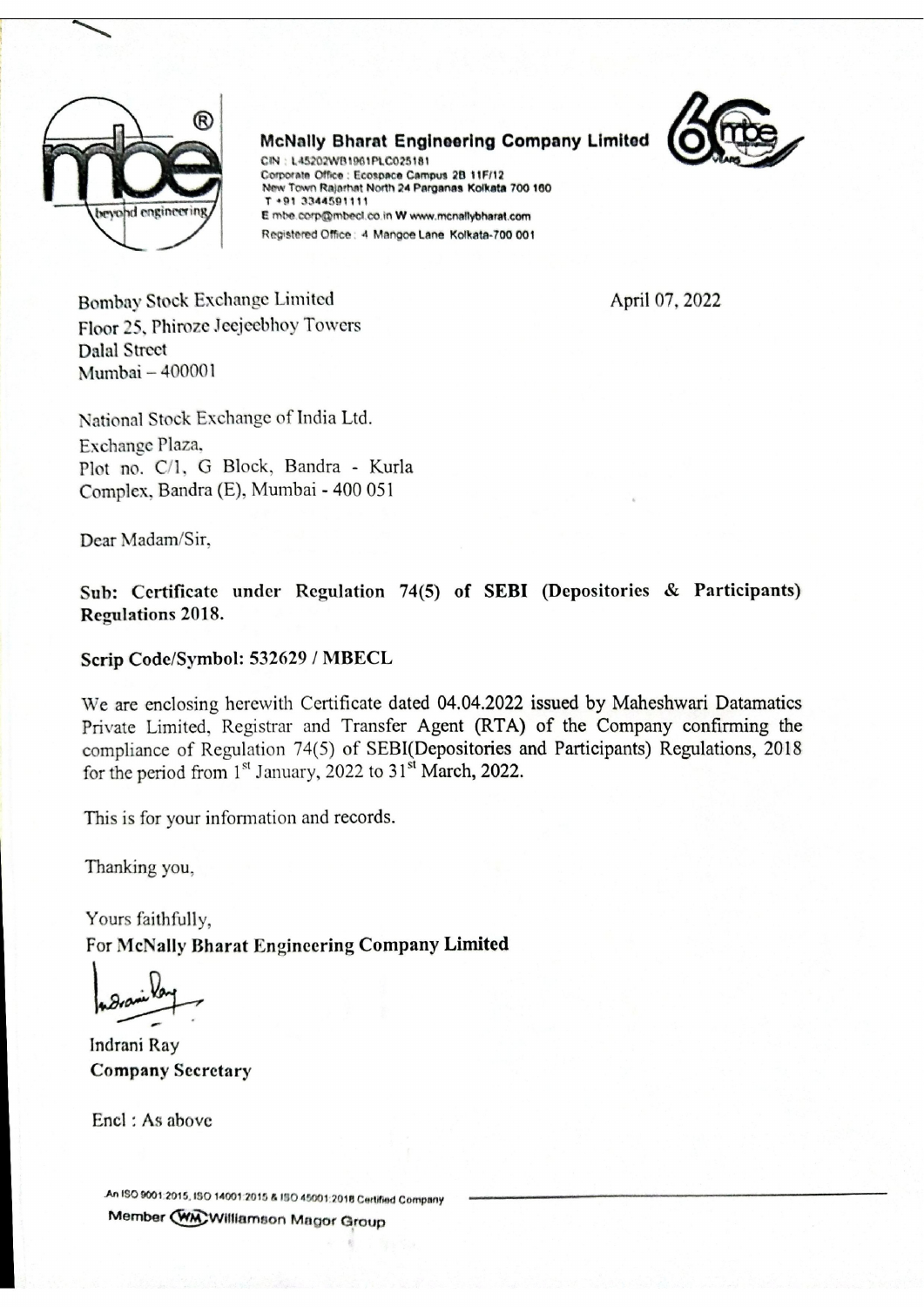**McNally Bharat Engineering Company Limited**
CIN : L45202WB1961PLC025181
Corporate Office : Ecospace Campus 2B 11F/12
New Town Rajarhat North 24 Parganas Kolkata 700 160
T +91 3344591111
E mbe.corp@mbecl.co.in W www.mcnallybharat.com
Registered Office : 4 Mangoe Lane Kolkata-700 001

April 07, 2022

Bombay Stock Exchange Limited
Floor 25, Phiroze Jeejeebhoy Towers
Dalal Street
Mumbai – 400001

National Stock Exchange of India Ltd.
Exchange Plaza,
Plot no. C/1, G Block, Bandra - Kurla
Complex, Bandra (E), Mumbai - 400 051

Dear Madam/Sir,

**Sub: Certificate under Regulation 74(5) of SEBI (Depositories & Participants) Regulations 2018.**

**Scrip Code/Symbol: 532629 / MBECL**

We are enclosing herewith Certificate dated 04.04.2022 issued by Maheshwari Datamatics Private Limited, Registrar and Transfer Agent (RTA) of the Company confirming the compliance of Regulation 74(5) of SEBI(Depositories and Participants) Regulations, 2018 for the period from 1st January, 2022 to 31st March, 2022.

This is for your information and records.

Thanking you,

Yours faithfully,
**For McNally Bharat Engineering Company Limited**

Indrani Ray
**Company Secretary**

Encl : As above

An ISO 9001:2015, ISO 14001:2015 & ISO 45001:2018 Certified Company
Member WM Williamson Magor Group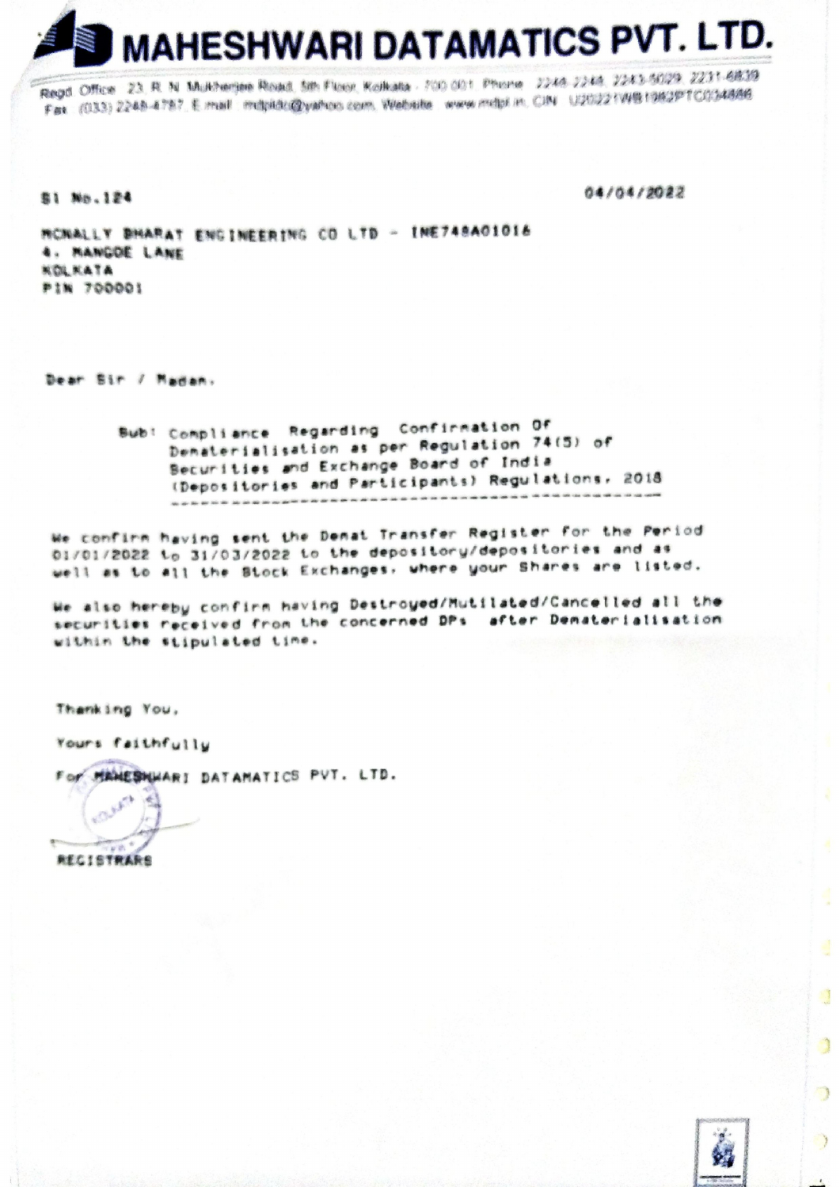# MAHESHWARI DATAMATICS PVT. LTD.

Regd. Office: 23, R. N. Mukherjee Road, 5th Floor, Kolkata - 700 001, Phone: 2248-2248, 2243-5029, 2231-6839
Fax: (033) 2248-4787, E-mail: mdpldc@yahoo.com, Website: www.mdpl.in, CIN: U20221WB1982PTC034886

Sl No.124

04/04/2022

MCNALLY BHARAT ENGINEERING CO LTD - INE748A01016
4, MANGOE LANE
KOLKATA
PIN 700001

Dear Sir / Madam,

Sub: Compliance Regarding Confirmation Of Dematerialisation as per Regulation 74(5) of Securities and Exchange Board of India (Depositories and Participants) Regulations, 2018

We confirm having sent the Demat Transfer Register for the Period 01/01/2022 to 31/03/2022 to the depository/depositories and as well as to all the Stock Exchanges, where your Shares are listed.

We also hereby confirm having Destroyed/Mutilated/Cancelled all the securities received from the concerned DPs after Dematerialisation within the stipulated time.

Thanking You,

Yours faithfully

For MAHESHWARI DATAMATICS PVT. LTD.

REGISTRARS